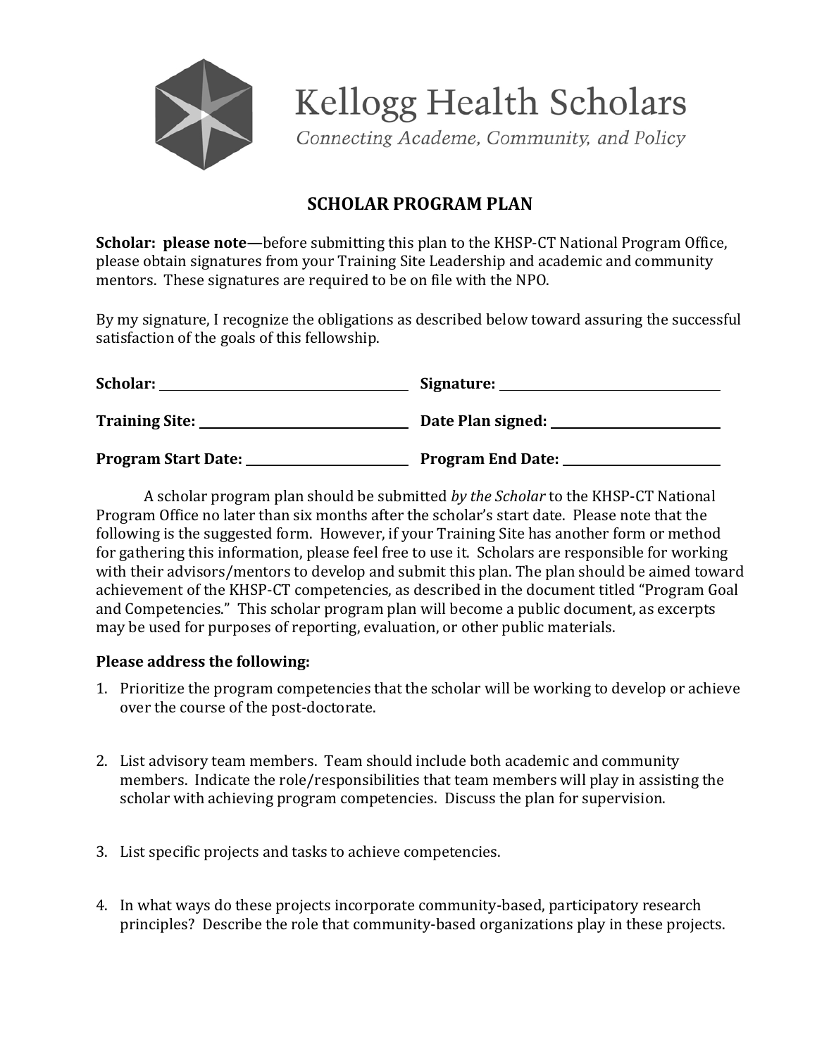Kellogg Health Scholars

*Connecting Academe, Community, and Policy*

# SCHOLAR PROGRAM PLAN

**Scholar: please note—**before submitting this plan to the KHSP-CT National Program Office, please obtain signatures from your Training Site Leadership and academic and community mentors. These signatures are required to be on file with the NPO.

By my signature, I recognize the obligations as described below toward assuring the successful satisfaction of the goals of this fellowship.

**Scholar:** ______________________ **Signature:** ______________________

**Training Site:** ______________________ **Date Plan signed:** ______________________

**Program Start Date:** ______________________ **Program End Date:** ______________________

A scholar program plan should be submitted *by the Scholar* to the KHSP-CT National Program Office no later than six months after the scholar's start date. Please note that the following is the suggested form. However, if your Training Site has another form or method for gathering this information, please feel free to use it. Scholars are responsible for working with their advisors/mentors to develop and submit this plan. The plan should be aimed toward achievement of the KHSP-CT competencies, as described in the document titled "Program Goal and Competencies." This scholar program plan will become a public document, as excerpts may be used for purposes of reporting, evaluation, or other public materials.

**Please address the following:**

1. Prioritize the program competencies that the scholar will be working to develop or achieve over the course of the post-doctorate.

2. List advisory team members. Team should include both academic and community members. Indicate the role/responsibilities that team members will play in assisting the scholar with achieving program competencies. Discuss the plan for supervision.

3. List specific projects and tasks to achieve competencies.

4. In what ways do these projects incorporate community-based, participatory research principles? Describe the role that community-based organizations play in these projects.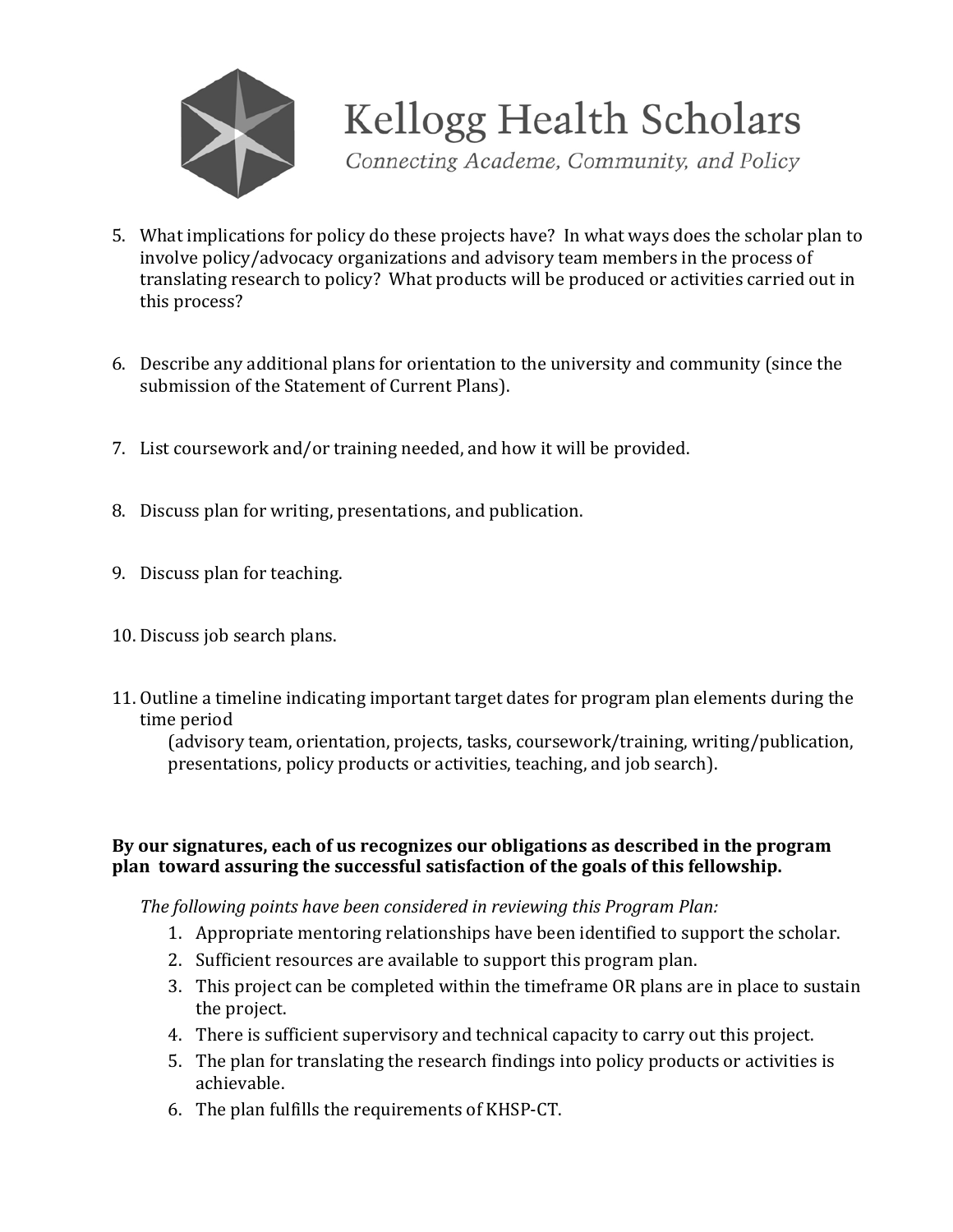Kellogg Health Scholars

*Connecting Academe, Community, and Policy*

5. What implications for policy do these projects have? In what ways does the scholar plan to involve policy/advocacy organizations and advisory team members in the process of translating research to policy? What products will be produced or activities carried out in this process?

6. Describe any additional plans for orientation to the university and community (since the submission of the Statement of Current Plans).

7. List coursework and/or training needed, and how it will be provided.

8. Discuss plan for writing, presentations, and publication.

9. Discuss plan for teaching.

10. Discuss job search plans.

11. Outline a timeline indicating important target dates for program plan elements during the time period
    (advisory team, orientation, projects, tasks, coursework/training, writing/publication, presentations, policy products or activities, teaching, and job search).

**By our signatures, each of us recognizes our obligations as described in the program plan toward assuring the successful satisfaction of the goals of this fellowship.**

*The following points have been considered in reviewing this Program Plan:*

1. Appropriate mentoring relationships have been identified to support the scholar.
2. Sufficient resources are available to support this program plan.
3. This project can be completed within the timeframe OR plans are in place to sustain the project.
4. There is sufficient supervisory and technical capacity to carry out this project.
5. The plan for translating the research findings into policy products or activities is achievable.
6. The plan fulfills the requirements of KHSP-CT.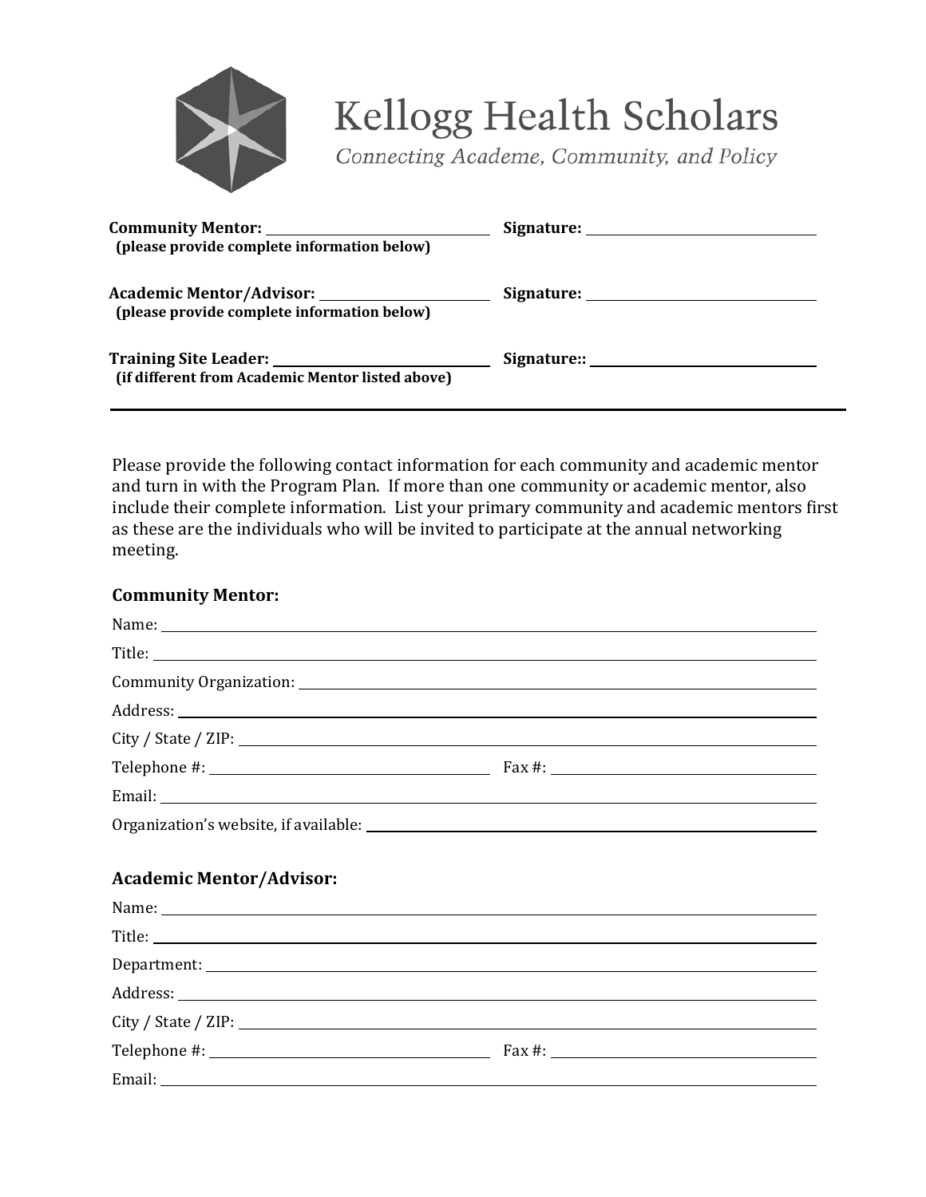# Kellogg Health Scholars

*Connecting Academe, Community, and Policy*

**Community Mentor:** ____________________ **Signature:** ____________________
**(please provide complete information below)**

**Academic Mentor/Advisor:** ____________________ **Signature:** ____________________
**(please provide complete information below)**

**Training Site Leader:** ____________________ **Signature::** ____________________
**(if different from Academic Mentor listed above)**

---

Please provide the following contact information for each community and academic mentor and turn in with the Program Plan. If more than one community or academic mentor, also include their complete information. List your primary community and academic mentors first as these are the individuals who will be invited to participate at the annual networking meeting.

### Community Mentor:

Name: ____________________

Title: ____________________

Community Organization: ____________________

Address: ____________________

City / State / ZIP: ____________________

Telephone #: ____________________ Fax #: ____________________

Email: ____________________

Organization's website, if available: ____________________

### Academic Mentor/Advisor:

Name: ____________________

Title: ____________________

Department: ____________________

Address: ____________________

City / State / ZIP: ____________________

Telephone #: ____________________ Fax #: ____________________

Email: ____________________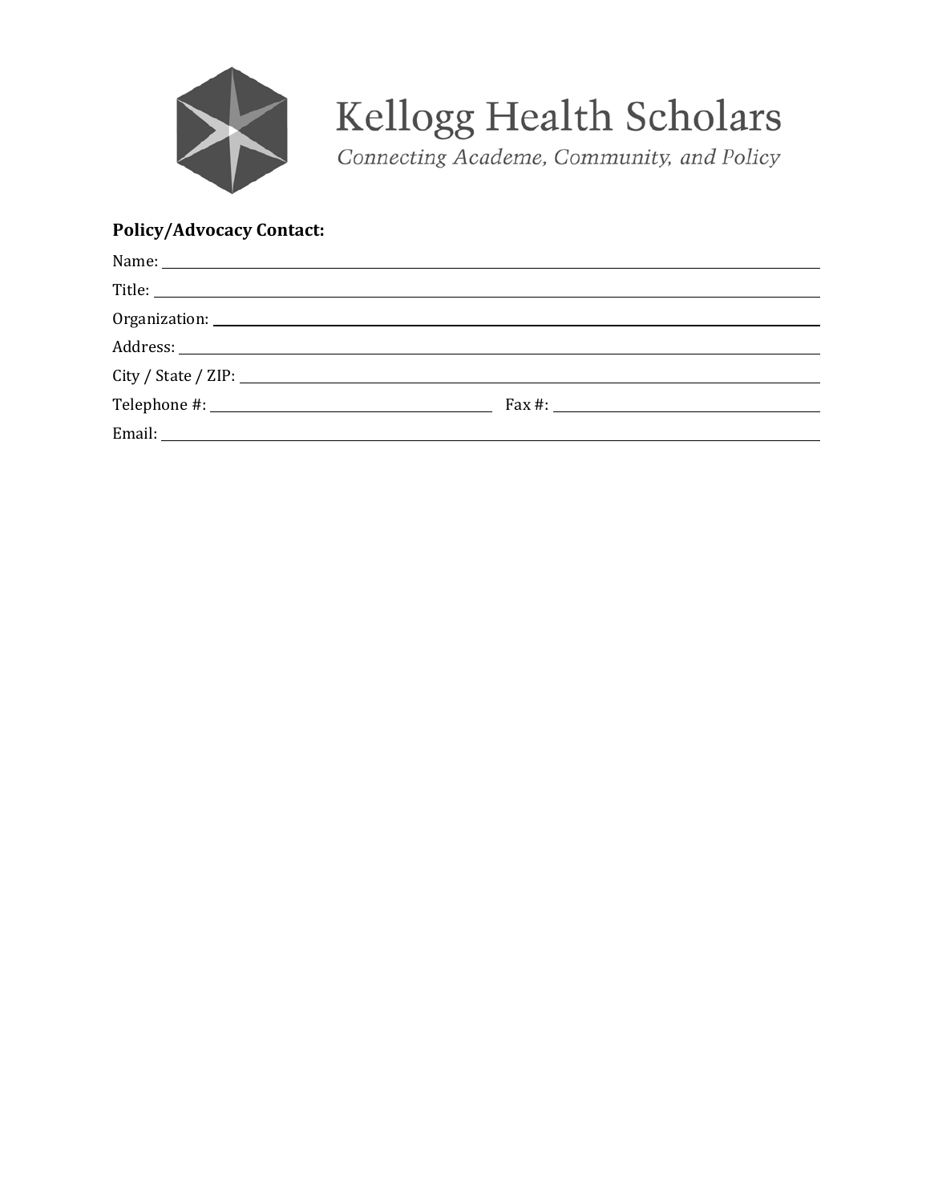Kellogg Health Scholars

*Connecting Academe, Community, and Policy*

**Policy/Advocacy Contact:**

Name: \_\_\_\_\_\_\_\_\_\_\_\_\_\_\_\_\_\_\_\_\_\_\_\_\_\_\_\_\_\_\_\_\_\_\_\_\_\_\_\_\_\_\_\_

Title: \_\_\_\_\_\_\_\_\_\_\_\_\_\_\_\_\_\_\_\_\_\_\_\_\_\_\_\_\_\_\_\_\_\_\_\_\_\_\_\_\_\_\_\_

Organization: \_\_\_\_\_\_\_\_\_\_\_\_\_\_\_\_\_\_\_\_\_\_\_\_\_\_\_\_\_\_\_\_\_\_\_\_\_\_\_\_

Address: \_\_\_\_\_\_\_\_\_\_\_\_\_\_\_\_\_\_\_\_\_\_\_\_\_\_\_\_\_\_\_\_\_\_\_\_\_\_\_\_\_\_

City / State / ZIP: \_\_\_\_\_\_\_\_\_\_\_\_\_\_\_\_\_\_\_\_\_\_\_\_\_\_\_\_\_\_\_\_\_\_\_\_

Telephone #: \_\_\_\_\_\_\_\_\_\_\_\_\_\_\_\_\_\_\_\_ Fax #: \_\_\_\_\_\_\_\_\_\_\_\_\_\_\_\_\_\_\_\_

Email: \_\_\_\_\_\_\_\_\_\_\_\_\_\_\_\_\_\_\_\_\_\_\_\_\_\_\_\_\_\_\_\_\_\_\_\_\_\_\_\_\_\_\_\_